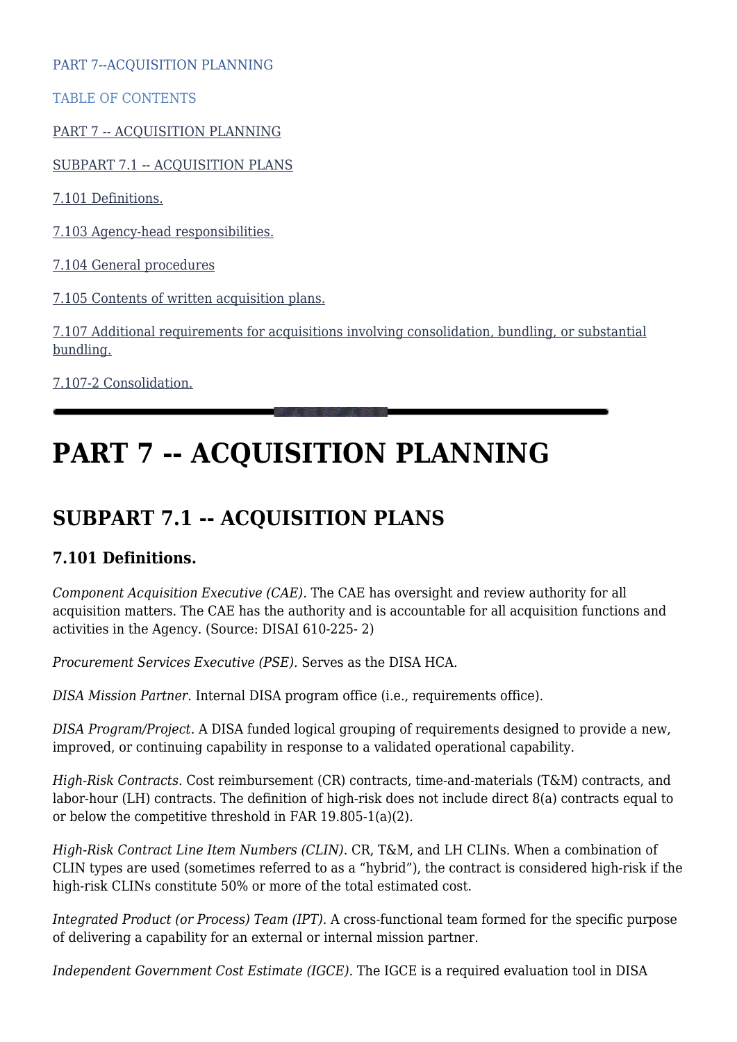PART 7--ACQUISITION PLANNING

TABLE OF CONTENTS

PART 7 -- ACQUISITION PLANNING

SUBPART 7.1 -- ACQUISITION PLANS

7.101 Definitions.

7.103 Agency-head responsibilities.

7.104 General procedures

7.105 Contents of written acquisition plans.

7.107 Additional requirements for acquisitions involving consolidation, bundling, or substantial bundling.

7.107-2 Consolidation.

---

# PART 7 -- ACQUISITION PLANNING

## SUBPART 7.1 -- ACQUISITION PLANS

### 7.101 Definitions.

*Component Acquisition Executive (CAE).* The CAE has oversight and review authority for all acquisition matters. The CAE has the authority and is accountable for all acquisition functions and activities in the Agency. (Source: DISAI 610-225- 2)

*Procurement Services Executive (PSE).* Serves as the DISA HCA.

*DISA Mission Partner.* Internal DISA program office (i.e., requirements office).

*DISA Program/Project.* A DISA funded logical grouping of requirements designed to provide a new, improved, or continuing capability in response to a validated operational capability.

*High-Risk Contracts.* Cost reimbursement (CR) contracts, time-and-materials (T&M) contracts, and labor-hour (LH) contracts. The definition of high-risk does not include direct 8(a) contracts equal to or below the competitive threshold in FAR 19.805-1(a)(2).

*High-Risk Contract Line Item Numbers (CLIN).* CR, T&M, and LH CLINs. When a combination of CLIN types are used (sometimes referred to as a "hybrid"), the contract is considered high-risk if the high-risk CLINs constitute 50% or more of the total estimated cost.

*Integrated Product (or Process) Team (IPT).* A cross-functional team formed for the specific purpose of delivering a capability for an external or internal mission partner.

*Independent Government Cost Estimate (IGCE).* The IGCE is a required evaluation tool in DISA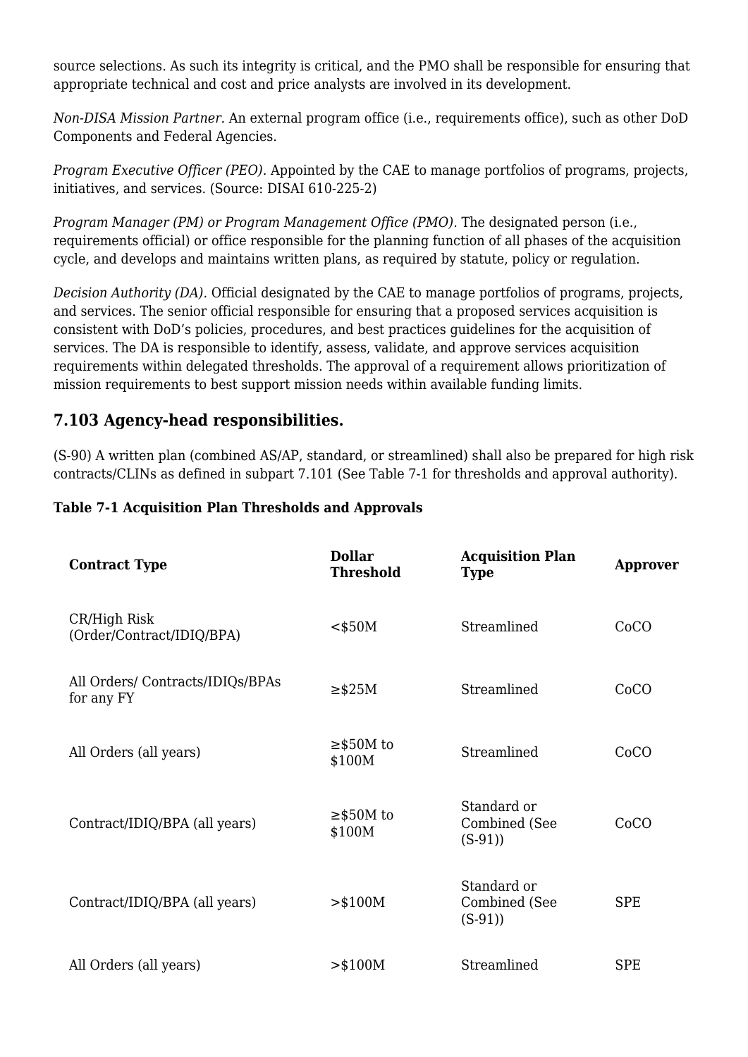source selections. As such its integrity is critical, and the PMO shall be responsible for ensuring that appropriate technical and cost and price analysts are involved in its development.

*Non-DISA Mission Partner.* An external program office (i.e., requirements office), such as other DoD Components and Federal Agencies.

*Program Executive Officer (PEO).* Appointed by the CAE to manage portfolios of programs, projects, initiatives, and services. (Source: DISAI 610-225-2)

*Program Manager (PM) or Program Management Office (PMO).* The designated person (i.e., requirements official) or office responsible for the planning function of all phases of the acquisition cycle, and develops and maintains written plans, as required by statute, policy or regulation.

*Decision Authority (DA).* Official designated by the CAE to manage portfolios of programs, projects, and services. The senior official responsible for ensuring that a proposed services acquisition is consistent with DoD's policies, procedures, and best practices guidelines for the acquisition of services. The DA is responsible to identify, assess, validate, and approve services acquisition requirements within delegated thresholds. The approval of a requirement allows prioritization of mission requirements to best support mission needs within available funding limits.

## 7.103 Agency-head responsibilities.

(S-90) A written plan (combined AS/AP, standard, or streamlined) shall also be prepared for high risk contracts/CLINs as defined in subpart 7.101 (See Table 7-1 for thresholds and approval authority).

**Table 7-1 Acquisition Plan Thresholds and Approvals**

| Contract Type | Dollar Threshold | Acquisition Plan Type | Approver |
|---|---|---|---|
| CR/High Risk (Order/Contract/IDIQ/BPA) | <$50M | Streamlined | CoCO |
| All Orders/ Contracts/IDIQs/BPAs for any FY | ≥$25M | Streamlined | CoCO |
| All Orders (all years) | ≥$50M to $100M | Streamlined | CoCO |
| Contract/IDIQ/BPA (all years) | ≥$50M to $100M | Standard or Combined (See (S-91)) | CoCO |
| Contract/IDIQ/BPA (all years) | >$100M | Standard or Combined (See (S-91)) | SPE |
| All Orders (all years) | >$100M | Streamlined | SPE |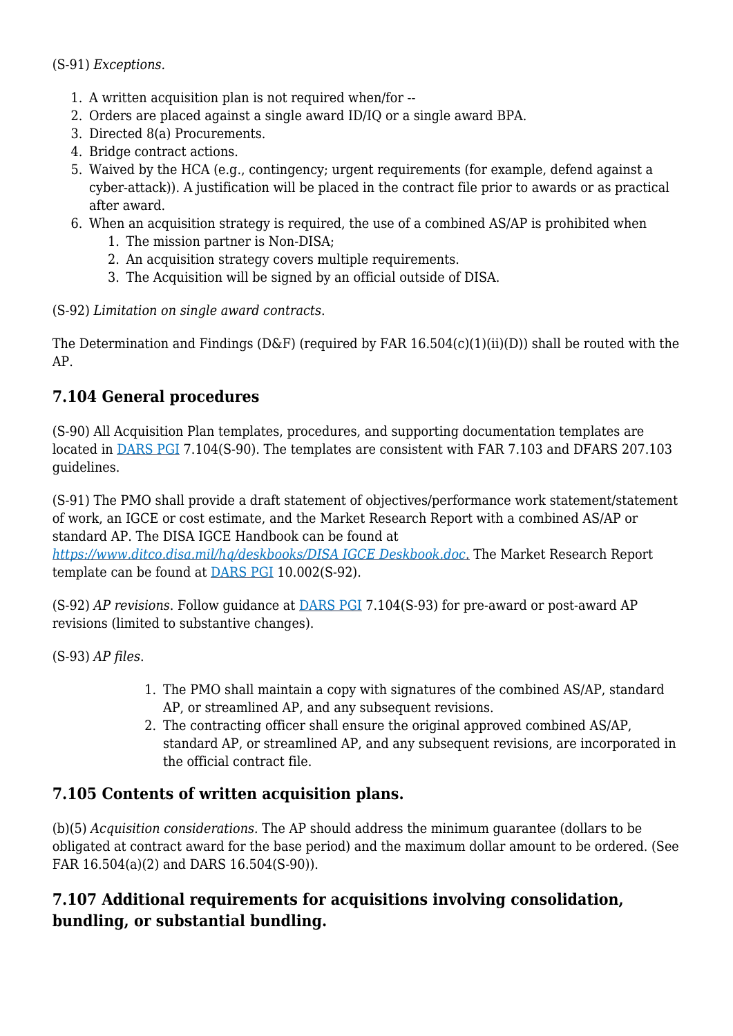(S-91) *Exceptions*.

1. A written acquisition plan is not required when/for --
2. Orders are placed against a single award ID/IQ or a single award BPA.
3. Directed 8(a) Procurements.
4. Bridge contract actions.
5. Waived by the HCA (e.g., contingency; urgent requirements (for example, defend against a cyber-attack)). A justification will be placed in the contract file prior to awards or as practical after award.
6. When an acquisition strategy is required, the use of a combined AS/AP is prohibited when
   1. The mission partner is Non-DISA;
   2. An acquisition strategy covers multiple requirements.
   3. The Acquisition will be signed by an official outside of DISA.

(S-92) *Limitation on single award contracts*.

The Determination and Findings (D&F) (required by FAR 16.504(c)(1)(ii)(D)) shall be routed with the AP.

## 7.104 General procedures

(S-90) All Acquisition Plan templates, procedures, and supporting documentation templates are located in DARS PGI 7.104(S-90). The templates are consistent with FAR 7.103 and DFARS 207.103 guidelines.

(S-91) The PMO shall provide a draft statement of objectives/performance work statement/statement of work, an IGCE or cost estimate, and the Market Research Report with a combined AS/AP or standard AP. The DISA IGCE Handbook can be found at *https://www.ditco.disa.mil/hq/deskbooks/DISA IGCE Deskbook.doc.* The Market Research Report template can be found at DARS PGI 10.002(S-92).

(S-92) *AP revisions*. Follow guidance at DARS PGI 7.104(S-93) for pre-award or post-award AP revisions (limited to substantive changes).

(S-93) *AP files*.

1. The PMO shall maintain a copy with signatures of the combined AS/AP, standard AP, or streamlined AP, and any subsequent revisions.
2. The contracting officer shall ensure the original approved combined AS/AP, standard AP, or streamlined AP, and any subsequent revisions, are incorporated in the official contract file.

## 7.105 Contents of written acquisition plans.

(b)(5) *Acquisition considerations.* The AP should address the minimum guarantee (dollars to be obligated at contract award for the base period) and the maximum dollar amount to be ordered. (See FAR 16.504(a)(2) and DARS 16.504(S-90)).

## 7.107 Additional requirements for acquisitions involving consolidation, bundling, or substantial bundling.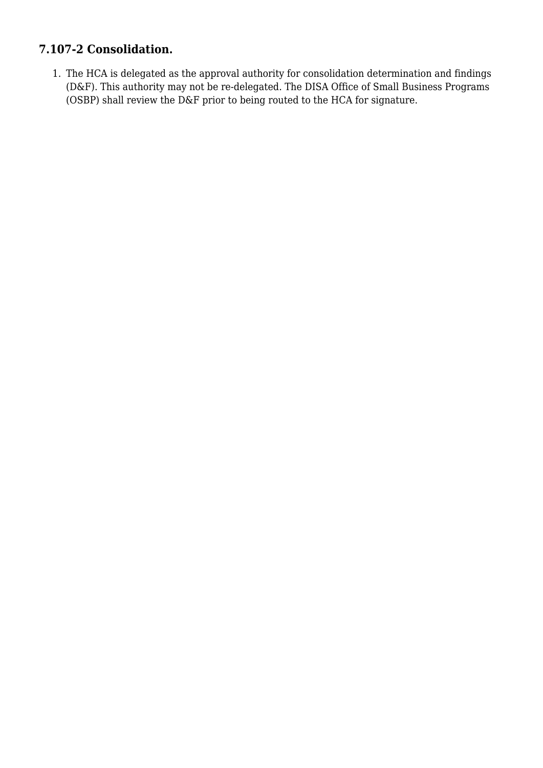### 7.107-2 Consolidation.

1. The HCA is delegated as the approval authority for consolidation determination and findings (D&F). This authority may not be re-delegated. The DISA Office of Small Business Programs (OSBP) shall review the D&F prior to being routed to the HCA for signature.